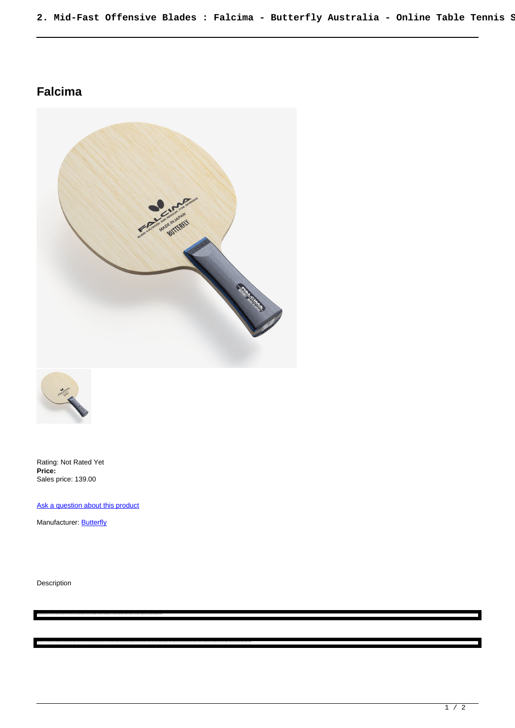# Falcima

Rating: Not Rated Yet
**Price:**
Sales price: 139.00

[Ask a question about this product]

Manufacturer: [Butterfly]

Description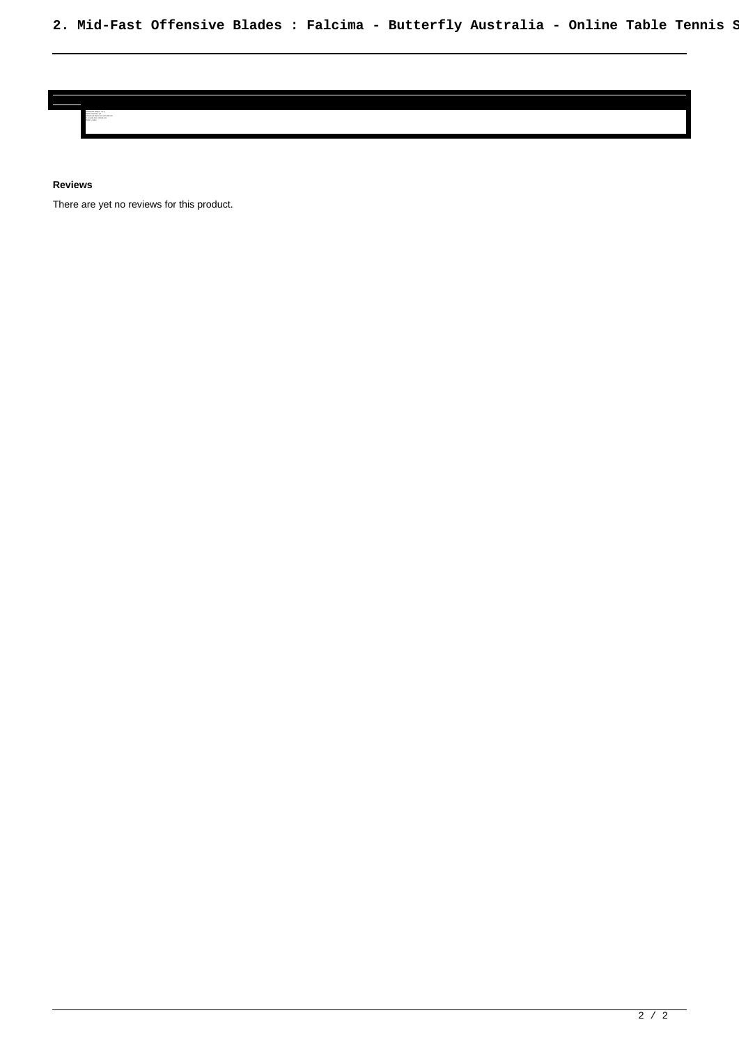**Reviews**

There are yet no reviews for this product.